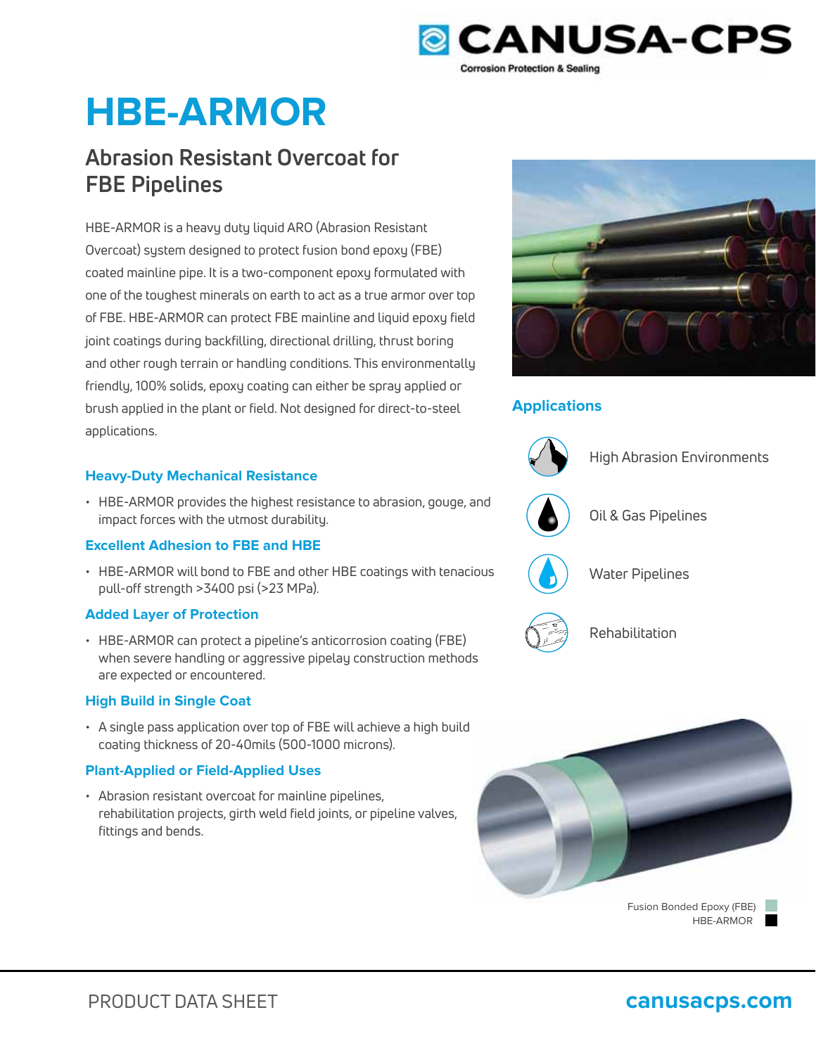CANUSA-CPS

Corrosion Protection & Sealing

# HBE-ARMOR

## Abrasion Resistant Overcoat for FBE Pipelines

HBE-ARMOR is a heavy duty liquid ARO (Abrasion Resistant Overcoat) system designed to protect fusion bond epoxy (FBE) coated mainline pipe. It is a two-component epoxy formulated with one of the toughest minerals on earth to act as a true armor over top of FBE. HBE-ARMOR can protect FBE mainline and liquid epoxy field joint coatings during backfilling, directional drilling, thrust boring and other rough terrain or handling conditions. This environmentally friendly, 100% solids, epoxy coating can either be spray applied or brush applied in the plant or field. Not designed for direct-to-steel applications.

### Heavy-Duty Mechanical Resistance

- HBE-ARMOR provides the highest resistance to abrasion, gouge, and impact forces with the utmost durability.

### Excellent Adhesion to FBE and HBE

- HBE-ARMOR will bond to FBE and other HBE coatings with tenacious pull-off strength >3400 psi (>23 MPa).

### Added Layer of Protection

- HBE-ARMOR can protect a pipeline's anticorrosion coating (FBE) when severe handling or aggressive pipelay construction methods are expected or encountered.

### High Build in Single Coat

- A single pass application over top of FBE will achieve a high build coating thickness of 20-40mils (500-1000 microns).

### Plant-Applied or Field-Applied Uses

- Abrasion resistant overcoat for mainline pipelines, rehabilitation projects, girth weld field joints, or pipeline valves, fittings and bends.

### Applications

- High Abrasion Environments
- Oil & Gas Pipelines
- Water Pipelines
- Rehabilitation

Fusion Bonded Epoxy (FBE)
HBE-ARMOR

PRODUCT DATA SHEET

canusacps.com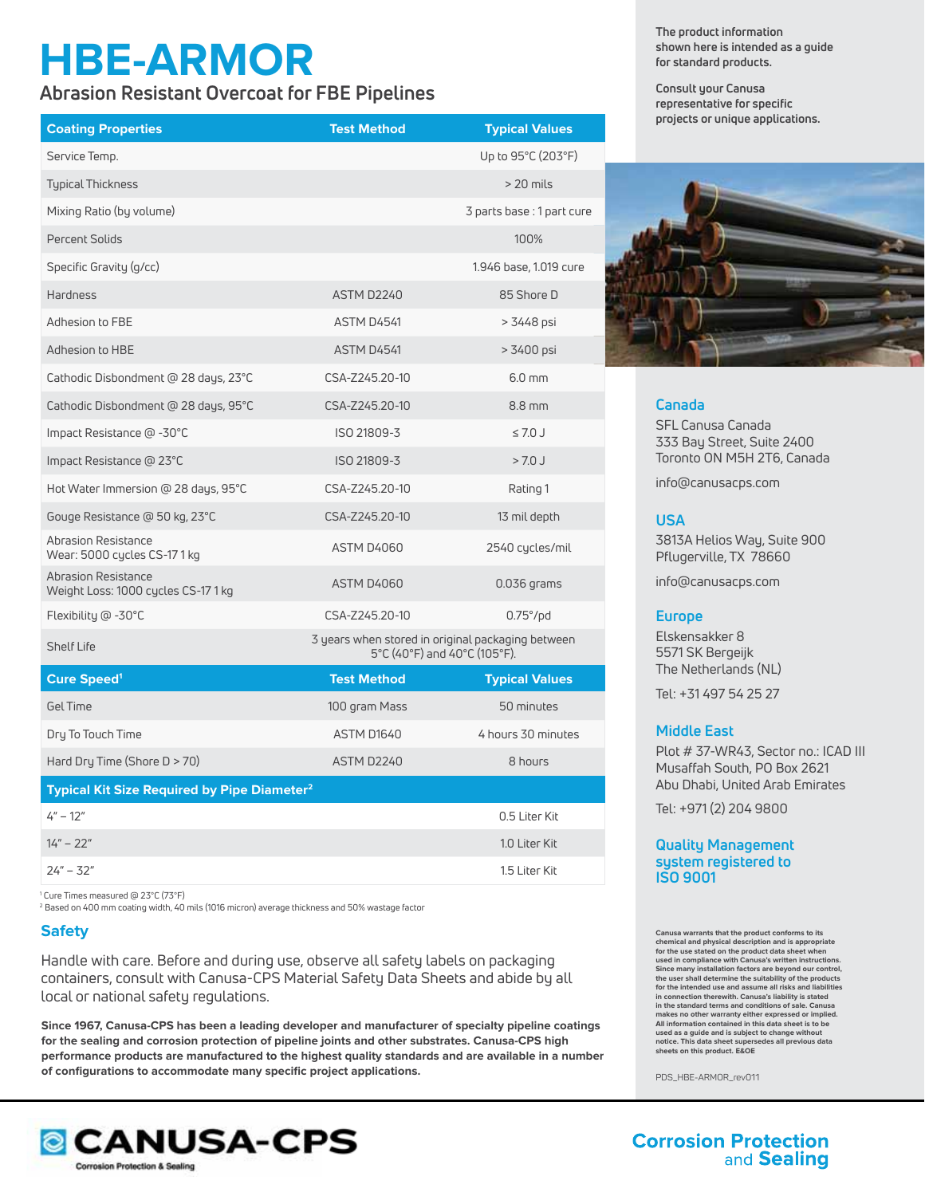# HBE-ARMOR

## Abrasion Resistant Overcoat for FBE Pipelines

| Coating Properties | Test Method | Typical Values |
|---|---|---|
| Service Temp. | | Up to 95°C (203°F) |
| Typical Thickness | | > 20 mils |
| Mixing Ratio (by volume) | | 3 parts base : 1 part cure |
| Percent Solids | | 100% |
| Specific Gravity (g/cc) | | 1.946 base, 1.019 cure |
| Hardness | ASTM D2240 | 85 Shore D |
| Adhesion to FBE | ASTM D4541 | > 3448 psi |
| Adhesion to HBE | ASTM D4541 | > 3400 psi |
| Cathodic Disbondment @ 28 days, 23°C | CSA-Z245.20-10 | 6.0 mm |
| Cathodic Disbondment @ 28 days, 95°C | CSA-Z245.20-10 | 8.8 mm |
| Impact Resistance @ -30°C | ISO 21809-3 | ≤ 7.0 J |
| Impact Resistance @ 23°C | ISO 21809-3 | > 7.0 J |
| Hot Water Immersion @ 28 days, 95°C | CSA-Z245.20-10 | Rating 1 |
| Gouge Resistance @ 50 kg, 23°C | CSA-Z245.20-10 | 13 mil depth |
| Abrasion Resistance Wear: 5000 cycles CS-17 1 kg | ASTM D4060 | 2540 cycles/mil |
| Abrasion Resistance Weight Loss: 1000 cycles CS-17 1 kg | ASTM D4060 | 0.036 grams |
| Flexibility @ -30°C | CSA-Z245.20-10 | 0.75°/pd |
| Shelf Life | 3 years when stored in original packaging between 5°C (40°F) and 40°C (105°F). | |

| Cure Speed[1] | Test Method | Typical Values |
|---|---|---|
| Gel Time | 100 gram Mass | 50 minutes |
| Dry To Touch Time | ASTM D1640 | 4 hours 30 minutes |
| Hard Dry Time (Shore D > 70) | ASTM D2240 | 8 hours |

| Typical Kit Size Required by Pipe Diameter[2] | |
|---|---|
| 4" – 12" | 0.5 Liter Kit |
| 14" – 22" | 1.0 Liter Kit |
| 24" – 32" | 1.5 Liter Kit |

[1] Cure Times measured @ 23°C (73°F)
[2] Based on 400 mm coating width, 40 mils (1016 micron) average thickness and 50% wastage factor

## Safety

Handle with care. Before and during use, observe all safety labels on packaging containers, consult with Canusa-CPS Material Safety Data Sheets and abide by all local or national safety regulations.

**Since 1967, Canusa-CPS has been a leading developer and manufacturer of specialty pipeline coatings for the sealing and corrosion protection of pipeline joints and other substrates. Canusa-CPS high performance products are manufactured to the highest quality standards and are available in a number of configurations to accommodate many specific project applications.**

**The product information shown here is intended as a guide for standard products.**

**Consult your Canusa representative for specific projects or unique applications.**

### Canada

SFL Canusa Canada
333 Bay Street, Suite 2400
Toronto ON M5H 2T6, Canada

info@canusacps.com

### USA

3813A Helios Way, Suite 900
Pflugerville, TX 78660

info@canusacps.com

### Europe

Elskensakker 8
5571 SK Bergeijk
The Netherlands (NL)

Tel: +31 497 54 25 27

### Middle East

Plot # 37-WR43, Sector no.: ICAD III
Musaffah South, PO Box 2621
Abu Dhabi, United Arab Emirates

Tel: +971 (2) 204 9800

### Quality Management system registered to ISO 9001

**Canusa warrants that the product conforms to its chemical and physical description and is appropriate for the use stated on the product data sheet when used in compliance with Canusa's written instructions. Since many installation factors are beyond our control, the user shall determine the suitability of the products for the intended use and assume all risks and liabilities in connection therewith. Canusa's liability is stated in the standard terms and conditions of sale. Canusa makes no other warranty either expressed or implied. All information contained in this data sheet is to be used as a guide and is subject to change without notice. This data sheet supersedes all previous data sheets on this product. E&OE**

PDS_HBE-ARMOR_rev011

CANUSA-CPS
Corrosion Protection & Sealing

**Corrosion Protection and Sealing**